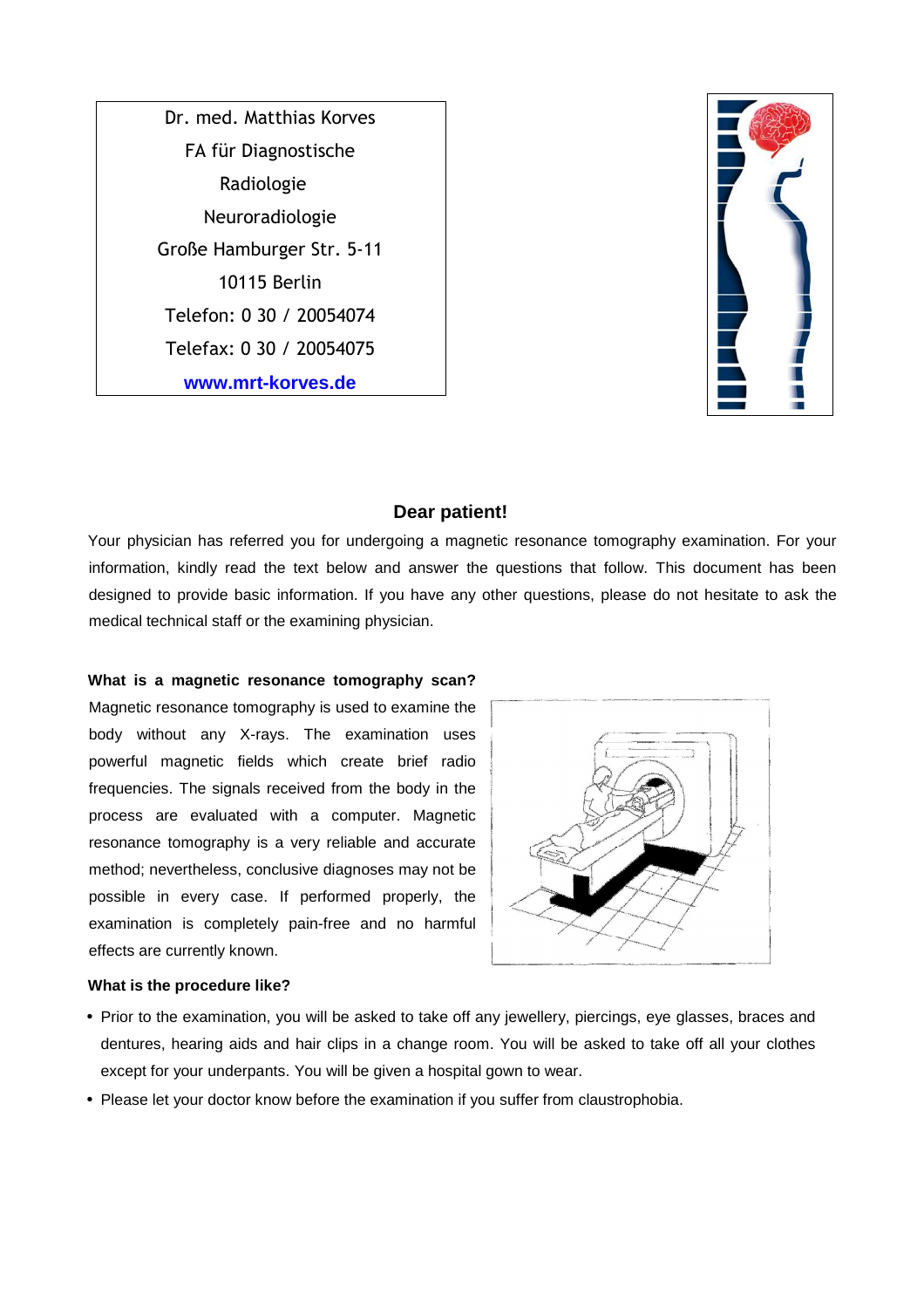Dr. med. Matthias Korves
FA für Diagnostische
Radiologie
Neuroradiologie
Große Hamburger Str. 5-11
10115 Berlin
Telefon: 0 30 / 20054074
Telefax: 0 30 / 20054075
**www.mrt-korves.de**

## Dear patient!

Your physician has referred you for undergoing a magnetic resonance tomography examination. For your information, kindly read the text below and answer the questions that follow. This document has been designed to provide basic information. If you have any other questions, please do not hesitate to ask the medical technical staff or the examining physician.

### What is a magnetic resonance tomography scan?

Magnetic resonance tomography is used to examine the body without any X-rays. The examination uses powerful magnetic fields which create brief radio frequencies. The signals received from the body in the process are evaluated with a computer. Magnetic resonance tomography is a very reliable and accurate method; nevertheless, conclusive diagnoses may not be possible in every case. If performed properly, the examination is completely pain-free and no harmful effects are currently known.

### What is the procedure like?

- Prior to the examination, you will be asked to take off any jewellery, piercings, eye glasses, braces and dentures, hearing aids and hair clips in a change room. You will be asked to take off all your clothes except for your underpants. You will be given a hospital gown to wear.
- Please let your doctor know before the examination if you suffer from claustrophobia.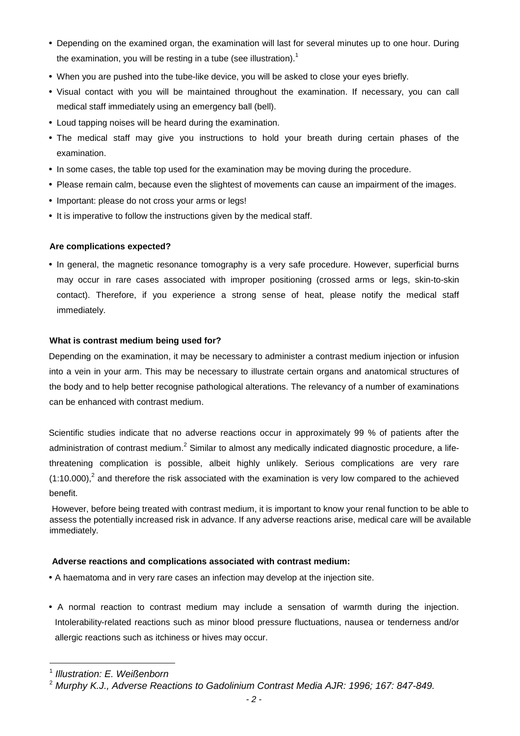- Depending on the examined organ, the examination will last for several minutes up to one hour. During the examination, you will be resting in a tube (see illustration).[1]
- When you are pushed into the tube-like device, you will be asked to close your eyes briefly.
- Visual contact with you will be maintained throughout the examination. If necessary, you can call medical staff immediately using an emergency ball (bell).
- Loud tapping noises will be heard during the examination.
- The medical staff may give you instructions to hold your breath during certain phases of the examination.
- In some cases, the table top used for the examination may be moving during the procedure.
- Please remain calm, because even the slightest of movements can cause an impairment of the images.
- Important: please do not cross your arms or legs!
- It is imperative to follow the instructions given by the medical staff.

**Are complications expected?**

- In general, the magnetic resonance tomography is a very safe procedure. However, superficial burns may occur in rare cases associated with improper positioning (crossed arms or legs, skin-to-skin contact). Therefore, if you experience a strong sense of heat, please notify the medical staff immediately.

**What is contrast medium being used for?**

Depending on the examination, it may be necessary to administer a contrast medium injection or infusion into a vein in your arm. This may be necessary to illustrate certain organs and anatomical structures of the body and to help better recognise pathological alterations. The relevancy of a number of examinations can be enhanced with contrast medium.

Scientific studies indicate that no adverse reactions occur in approximately 99 % of patients after the administration of contrast medium.[2] Similar to almost any medically indicated diagnostic procedure, a life-threatening complication is possible, albeit highly unlikely. Serious complications are very rare (1:10.000),[2] and therefore the risk associated with the examination is very low compared to the achieved benefit.

However, before being treated with contrast medium, it is important to know your renal function to be able to assess the potentially increased risk in advance. If any adverse reactions arise, medical care will be available immediately.

**Adverse reactions and complications associated with contrast medium:**

- A haematoma and in very rare cases an infection may develop at the injection site.
- A normal reaction to contrast medium may include a sensation of warmth during the injection. Intolerability-related reactions such as minor blood pressure fluctuations, nausea or tenderness and/or allergic reactions such as itchiness or hives may occur.

---

[1] *Illustration: E. Weißenborn*

[2] *Murphy K.J., Adverse Reactions to Gadolinium Contrast Media AJR: 1996; 167: 847-849.*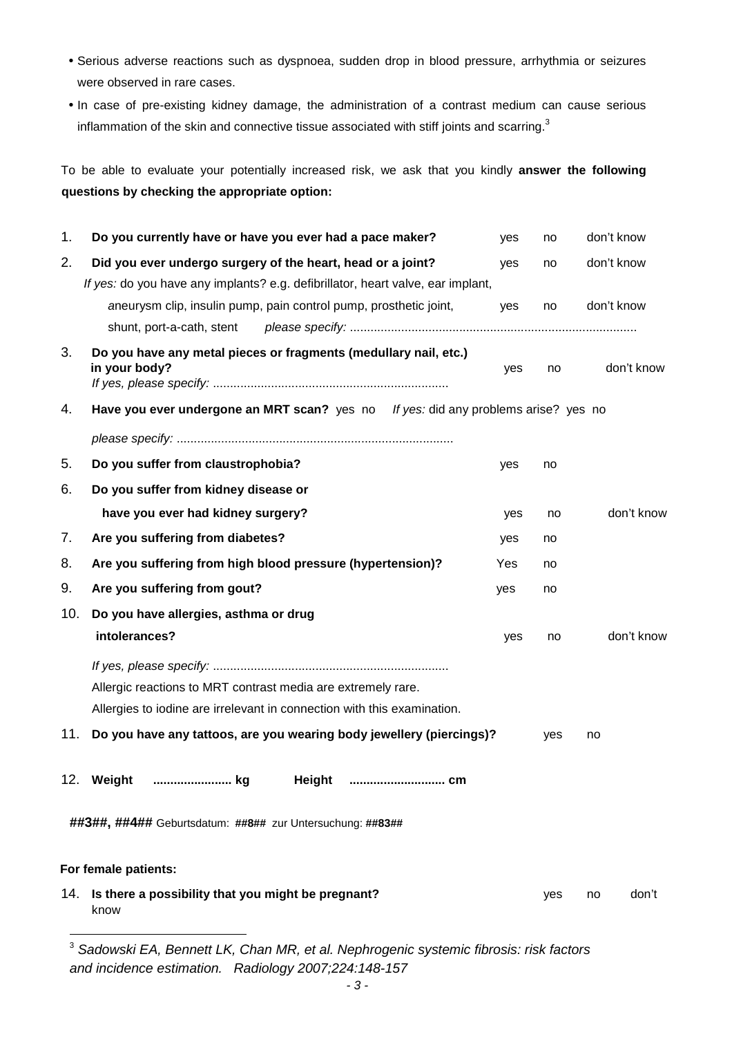- Serious adverse reactions such as dyspnoea, sudden drop in blood pressure, arrhythmia or seizures were observed in rare cases.
- In case of pre-existing kidney damage, the administration of a contrast medium can cause serious inflammation of the skin and connective tissue associated with stiff joints and scarring.[3]

To be able to evaluate your potentially increased risk, we ask that you kindly **answer the following questions by checking the appropriate option:**

1. **Do you currently have or have you ever had a pace maker?** yes no don't know
2. **Did you ever undergo surgery of the heart, head or a joint?** yes no don't know
   *If yes:* do you have any implants? e.g. defibrillator, heart valve, ear implant, aneurysm clip, insulin pump, pain control pump, prosthetic joint, shunt, port-a-cath, stent yes no don't know
   *please specify:* ...................................................................................
3. **Do you have any metal pieces or fragments (medullary nail, etc.) in your body?** yes no don't know
   *If yes, please specify:* .....................................................................
4. **Have you ever undergone an MRT scan?** yes no *If yes:* did any problems arise? yes no
   *please specify:* .................................................................................
5. **Do you suffer from claustrophobia?** yes no
6. **Do you suffer from kidney disease or have you ever had kidney surgery?** yes no don't know
7. **Are you suffering from diabetes?** yes no
8. **Are you suffering from high blood pressure (hypertension)?** Yes no
9. **Are you suffering from gout?** yes no
10. **Do you have allergies, asthma or drug intolerances?** yes no don't know
    *If yes, please specify:* .....................................................................
    Allergic reactions to MRT contrast media are extremely rare.
    Allergies to iodine are irrelevant in connection with this examination.
11. **Do you have any tattoos, are you wearing body jewellery (piercings)?** yes no
12. **Weight** ....................... **kg** **Height** ............................ **cm**

**##3##, ##4##** Geburtsdatum: **##8##** zur Untersuchung: **##83##**

**For female patients:**

14. **Is there a possibility that you might be pregnant?** yes no don't know

---

[3] *Sadowski EA, Bennett LK, Chan MR, et al. Nephrogenic systemic fibrosis: risk factors and incidence estimation. Radiology 2007;224:148-157*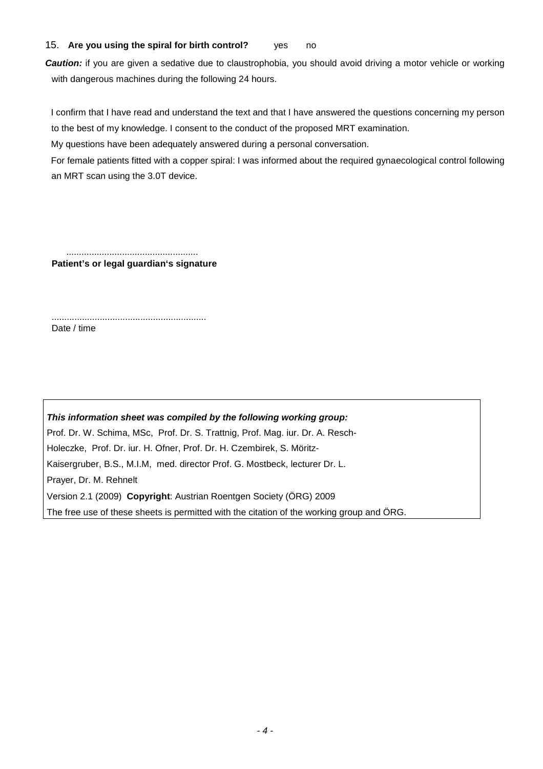15. **Are you using the spiral for birth control?** yes no

***Caution:*** if you are given a sedative due to claustrophobia, you should avoid driving a motor vehicle or working with dangerous machines during the following 24 hours.

I confirm that I have read and understand the text and that I have answered the questions concerning my person to the best of my knowledge. I consent to the conduct of the proposed MRT examination.

My questions have been adequately answered during a personal conversation.

For female patients fitted with a copper spiral: I was informed about the required gynaecological control following an MRT scan using the 3.0T device.

...................................................

**Patient's or legal guardian's signature**

............................................................

Date / time

***This information sheet was compiled by the following working group:***

Prof. Dr. W. Schima, MSc, Prof. Dr. S. Trattnig, Prof. Mag. iur. Dr. A. Resch-Holeczke, Prof. Dr. iur. H. Ofner, Prof. Dr. H. Czembirek, S. Möritz-Kaisergruber, B.S., M.I.M, med. director Prof. G. Mostbeck, lecturer Dr. L. Prayer, Dr. M. Rehnelt

Version 2.1 (2009) **Copyright**: Austrian Roentgen Society (ÖRG) 2009

The free use of these sheets is permitted with the citation of the working group and ÖRG.